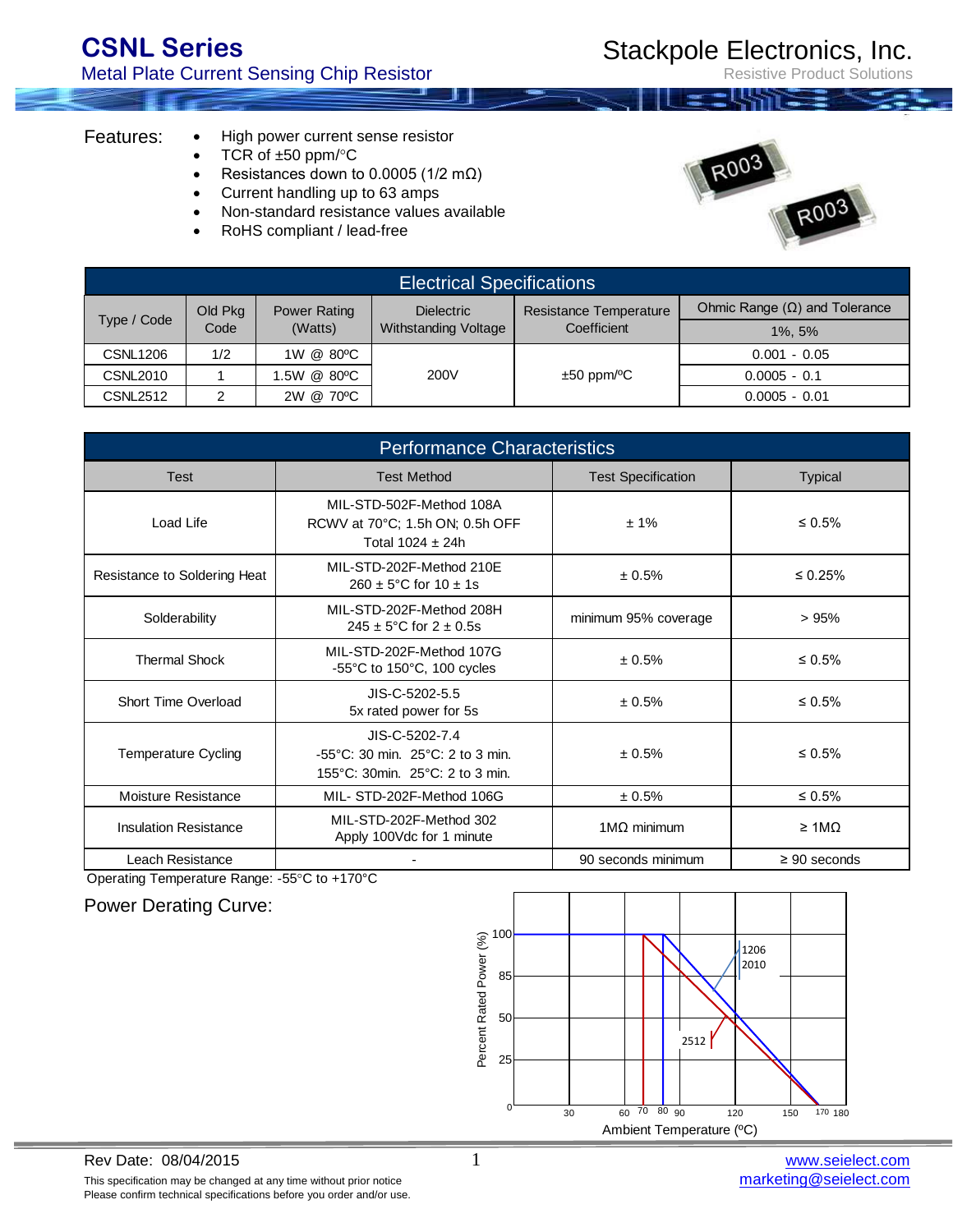# CSNL Series

Metal Plate Current Sensing Chip Resistor

Stackpole Electronics, Inc.

Resistive Product Solutions

**Features:**

- High power current sense resistor
- TCR of ±50 ppm/°C
- Resistances down to 0.0005 (1/2 mΩ)
- Current handling up to 63 amps
- Non-standard resistance values available
- RoHS compliant / lead-free

## Electrical Specifications

| Type / Code | Old Pkg Code | Power Rating (Watts) | Dielectric Withstanding Voltage | Resistance Temperature Coefficient | Ohmic Range (Ω) and Tolerance |
|---|---|---|---|---|---|
| | | | | | 1%, 5% |
| CSNL1206 | 1/2 | 1W @ 80ºC | 200V | ±50 ppm/ºC | 0.001 - 0.05 |
| CSNL2010 | 1 | 1.5W @ 80ºC | | | 0.0005 - 0.1 |
| CSNL2512 | 2 | 2W @ 70ºC | | | 0.0005 - 0.01 |

## Performance Characteristics

| Test | Test Method | Test Specification | Typical |
|---|---|---|---|
| Load Life | MIL-STD-502F-Method 108A RCWV at 70°C; 1.5h ON; 0.5h OFF Total 1024 ± 24h | ± 1% | ≤ 0.5% |
| Resistance to Soldering Heat | MIL-STD-202F-Method 210E 260 ± 5°C for 10 ± 1s | ± 0.5% | ≤ 0.25% |
| Solderability | MIL-STD-202F-Method 208H 245 ± 5°C for 2 ± 0.5s | minimum 95% coverage | > 95% |
| Thermal Shock | MIL-STD-202F-Method 107G -55°C to 150°C, 100 cycles | ± 0.5% | ≤ 0.5% |
| Short Time Overload | JIS-C-5202-5.5 5x rated power for 5s | ± 0.5% | ≤ 0.5% |
| Temperature Cycling | JIS-C-5202-7.4 -55°C: 30 min. 25°C: 2 to 3 min. 155°C: 30min. 25°C: 2 to 3 min. | ± 0.5% | ≤ 0.5% |
| Moisture Resistance | MIL- STD-202F-Method 106G | ± 0.5% | ≤ 0.5% |
| Insulation Resistance | MIL-STD-202F-Method 302 Apply 100Vdc for 1 minute | 1MΩ minimum | ≥ 1MΩ |
| Leach Resistance | - | 90 seconds minimum | ≥ 90 seconds |

Operating Temperature Range: -55°C to +170°C

## Power Derating Curve:

Percent Rated Power (%) vs. Ambient Temperature (ºC): 1206 and 2010 at 100% up to 80ºC, derating to 0% at 170ºC; 2512 at 100% up to 70ºC, derating to 0% at 170ºC.

Rev Date: 08/04/2015

This specification may be changed at any time without prior notice
Please confirm technical specifications before you order and/or use.

www.seielect.com
marketing@seielect.com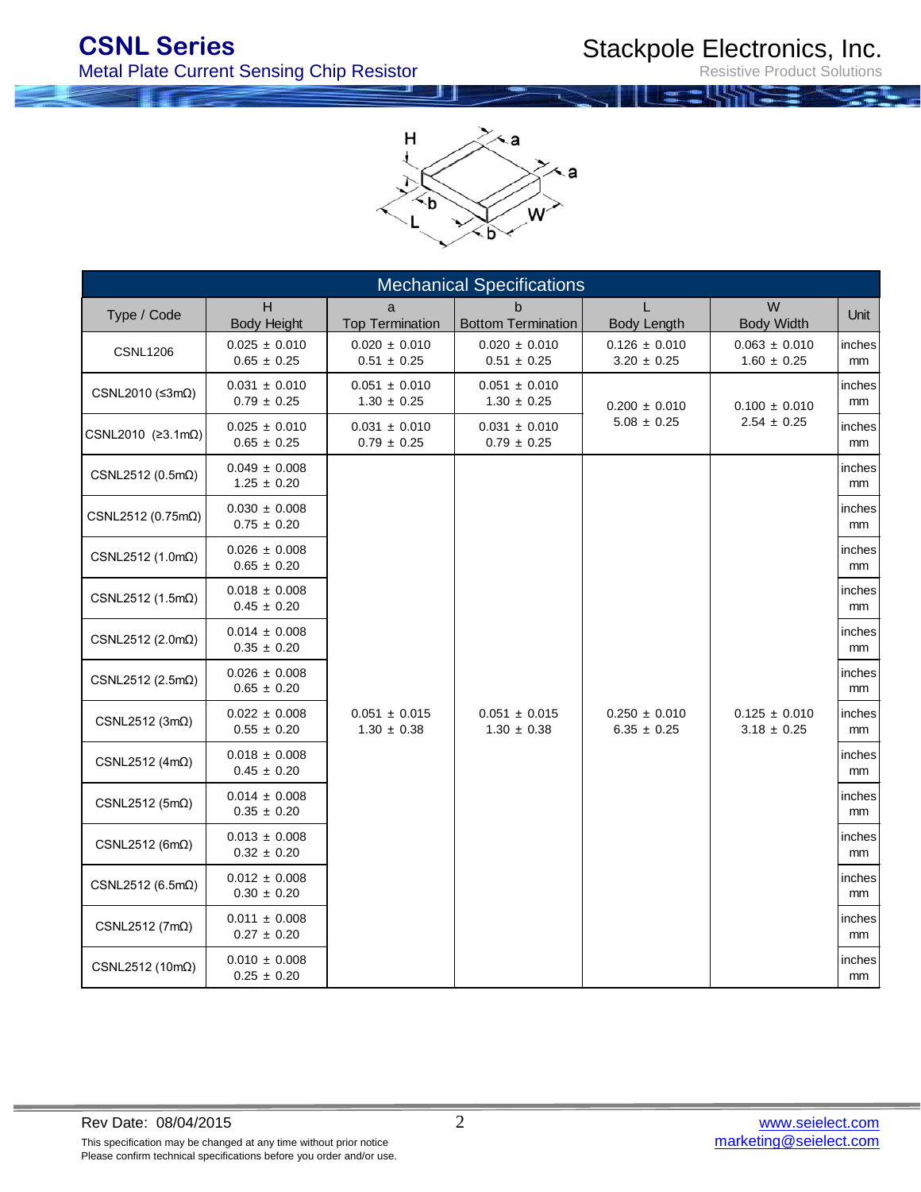## Mechanical Specifications

| Type / Code | H<br>Body Height | a<br>Top Termination | b<br>Bottom Termination | L<br>Body Length | W<br>Body Width | Unit |
|---|---|---|---|---|---|---|
| CSNL1206 | 0.025 ± 0.010<br>0.65 ± 0.25 | 0.020 ± 0.010<br>0.51 ± 0.25 | 0.020 ± 0.010<br>0.51 ± 0.25 | 0.126 ± 0.010<br>3.20 ± 0.25 | 0.063 ± 0.010<br>1.60 ± 0.25 | inches<br>mm |
| CSNL2010 (≤3mΩ) | 0.031 ± 0.010<br>0.79 ± 0.25 | 0.051 ± 0.010<br>1.30 ± 0.25 | 0.051 ± 0.010<br>1.30 ± 0.25 | 0.200 ± 0.010<br>5.08 ± 0.25 | 0.100 ± 0.010<br>2.54 ± 0.25 | inches<br>mm |
| CSNL2010 (≥3.1mΩ) | 0.025 ± 0.010<br>0.65 ± 0.25 | 0.031 ± 0.010<br>0.79 ± 0.25 | 0.031 ± 0.010<br>0.79 ± 0.25 | | | inches<br>mm |
| CSNL2512 (0.5mΩ) | 0.049 ± 0.008<br>1.25 ± 0.20 | 0.051 ± 0.015<br>1.30 ± 0.38 | 0.051 ± 0.015<br>1.30 ± 0.38 | 0.250 ± 0.010<br>6.35 ± 0.25 | 0.125 ± 0.010<br>3.18 ± 0.25 | inches<br>mm |
| CSNL2512 (0.75mΩ) | 0.030 ± 0.008<br>0.75 ± 0.20 | | | | | inches<br>mm |
| CSNL2512 (1.0mΩ) | 0.026 ± 0.008<br>0.65 ± 0.20 | | | | | inches<br>mm |
| CSNL2512 (1.5mΩ) | 0.018 ± 0.008<br>0.45 ± 0.20 | | | | | inches<br>mm |
| CSNL2512 (2.0mΩ) | 0.014 ± 0.008<br>0.35 ± 0.20 | | | | | inches<br>mm |
| CSNL2512 (2.5mΩ) | 0.026 ± 0.008<br>0.65 ± 0.20 | | | | | inches<br>mm |
| CSNL2512 (3mΩ) | 0.022 ± 0.008<br>0.55 ± 0.20 | | | | | inches<br>mm |
| CSNL2512 (4mΩ) | 0.018 ± 0.008<br>0.45 ± 0.20 | | | | | inches<br>mm |
| CSNL2512 (5mΩ) | 0.014 ± 0.008<br>0.35 ± 0.20 | | | | | inches<br>mm |
| CSNL2512 (6mΩ) | 0.013 ± 0.008<br>0.32 ± 0.20 | | | | | inches<br>mm |
| CSNL2512 (6.5mΩ) | 0.012 ± 0.008<br>0.30 ± 0.20 | | | | | inches<br>mm |
| CSNL2512 (7mΩ) | 0.011 ± 0.008<br>0.27 ± 0.20 | | | | | inches<br>mm |
| CSNL2512 (10mΩ) | 0.010 ± 0.008<br>0.25 ± 0.20 | | | | | inches<br>mm |

Rev Date: 08/04/2015

This specification may be changed at any time without prior notice
Please confirm technical specifications before you order and/or use.

www.seielect.com
marketing@seielect.com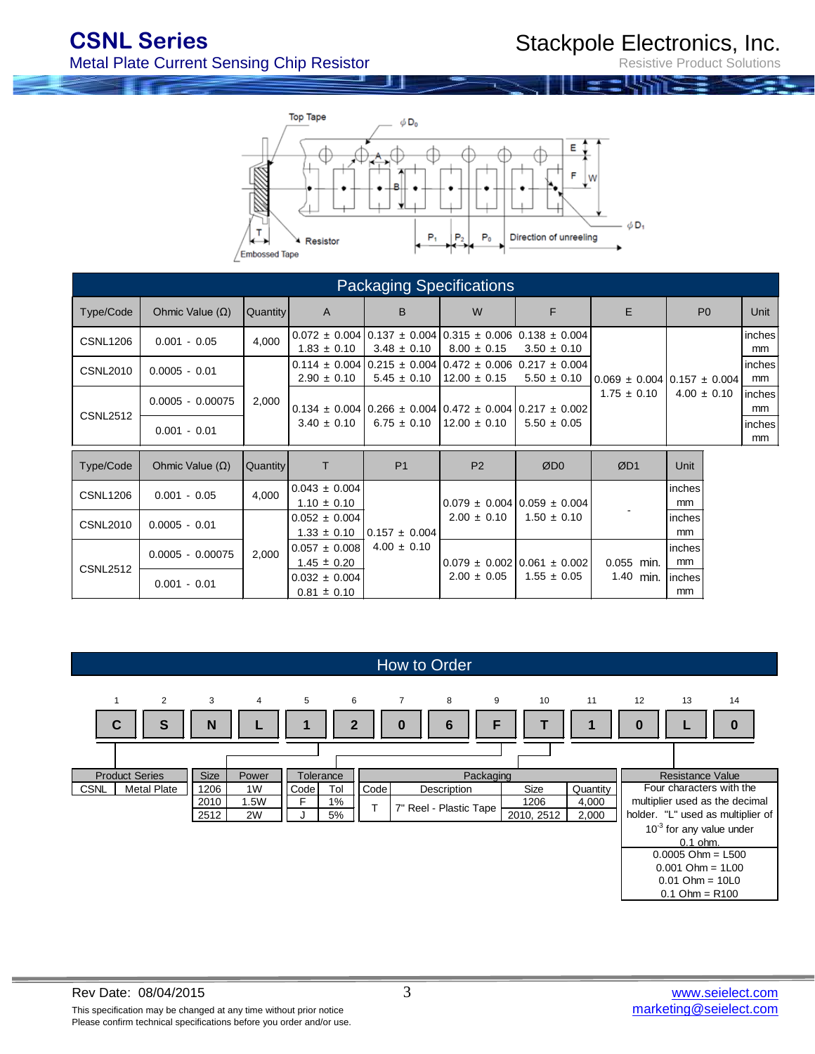Top Tape

$\phi D_0$

E

F

W

A

B

T

Resistor

Embossed Tape

$P_1$ $P_2$ $P_0$

Direction of unreeling

$\phi D_1$

## Packaging Specifications

| Type/Code | Ohmic Value (Ω) | Quantity | A | B | W | F | E | P0 | Unit |
|---|---|---|---|---|---|---|---|---|---|
| CSNL1206 | 0.001 - 0.05 | 4,000 | 0.072 ± 0.004<br>1.83 ± 0.10 | 0.137 ± 0.004<br>3.48 ± 0.10 | 0.315 ± 0.006<br>8.00 ± 0.15 | 0.138 ± 0.004<br>3.50 ± 0.10 | 0.069 ± 0.004<br>1.75 ± 0.10 | 0.157 ± 0.004<br>4.00 ± 0.10 | inches<br>mm |
| CSNL2010 | 0.0005 - 0.01 | 2,000 | 0.114 ± 0.004<br>2.90 ± 0.10 | 0.215 ± 0.004<br>5.45 ± 0.10 | 0.472 ± 0.006<br>12.00 ± 0.15 | 0.217 ± 0.004<br>5.50 ± 0.10 | | | inches<br>mm |
| CSNL2512 | 0.0005 - 0.00075 | | 0.134 ± 0.004<br>3.40 ± 0.10 | 0.266 ± 0.004<br>6.75 ± 0.10 | 0.472 ± 0.004<br>12.00 ± 0.10 | 0.217 ± 0.002<br>5.50 ± 0.05 | | | inches<br>mm |
| | 0.001 - 0.01 | | | | | | | | inches<br>mm |

| Type/Code | Ohmic Value (Ω) | Quantity | T | P1 | P2 | ØD0 | ØD1 | Unit |
|---|---|---|---|---|---|---|---|---|
| CSNL1206 | 0.001 - 0.05 | 4,000 | 0.043 ± 0.004<br>1.10 ± 0.10 | 0.157 ± 0.004<br>4.00 ± 0.10 | 0.079 ± 0.004<br>2.00 ± 0.10 | 0.059 ± 0.004<br>1.50 ± 0.10 | - | inches<br>mm |
| CSNL2010 | 0.0005 - 0.01 | 2,000 | 0.052 ± 0.004<br>1.33 ± 0.10 | | | | | inches<br>mm |
| CSNL2512 | 0.0005 - 0.00075 | | 0.057 ± 0.008<br>1.45 ± 0.20 | | 0.079 ± 0.002<br>2.00 ± 0.05 | 0.061 ± 0.002<br>1.55 ± 0.05 | 0.055 min.<br>1.40 min. | inches<br>mm |
| | 0.001 - 0.01 | | 0.032 ± 0.004<br>0.81 ± 0.10 | | | | | inches<br>mm |

## How to Order

| 1 | 2 | 3 | 4 | 5 | 6 | 7 | 8 | 9 | 10 | 11 | 12 | 13 | 14 |
|---|---|---|---|---|---|---|---|---|---|---|---|---|---|
| C | S | N | L | 1 | 2 | 0 | 6 | F | T | 1 | 0 | L | 0 |

**Product Series**

| CSNL | Metal Plate |
|---|---|

**Size / Power**

| Size | Power |
|---|---|
| 1206 | 1W |
| 2010 | 1.5W |
| 2512 | 2W |

**Tolerance**

| Code | Tol |
|---|---|
| F | 1% |
| J | 5% |

**Packaging**

| Code | Description | Size | Quantity |
|---|---|---|---|
| T | 7" Reel - Plastic Tape | 1206 | 4,000 |
| | | 2010, 2512 | 2,000 |

**Resistance Value**

Four characters with the multiplier used as the decimal holder. "L" used as multiplier of $10^{-3}$ for any value under 0.1 ohm.

0.0005 Ohm = L500
0.001 Ohm = 1L00
0.01 Ohm = 10L0
0.1 Ohm = R100

Rev Date: 08/04/2015

This specification may be changed at any time without prior notice
Please confirm technical specifications before you order and/or use.

www.seielect.com
marketing@seielect.com